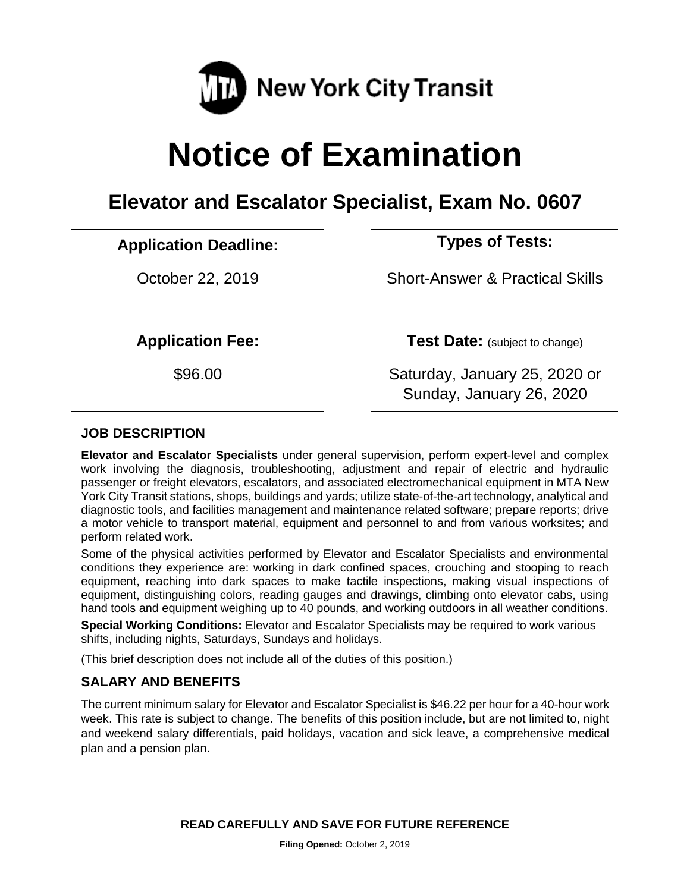MTA New York City Transit

# Notice of Examination

## Elevator and Escalator Specialist, Exam No. 0607

| **Application Deadline:** | **Types of Tests:** |
| --- | --- |
| October 22, 2019 | Short-Answer & Practical Skills |

| **Application Fee:** | **Test Date:** (subject to change) |
| --- | --- |
| $96.00 | Saturday, January 25, 2020 or Sunday, January 26, 2020 |

### JOB DESCRIPTION

**Elevator and Escalator Specialists** under general supervision, perform expert-level and complex work involving the diagnosis, troubleshooting, adjustment and repair of electric and hydraulic passenger or freight elevators, escalators, and associated electromechanical equipment in MTA New York City Transit stations, shops, buildings and yards; utilize state-of-the-art technology, analytical and diagnostic tools, and facilities management and maintenance related software; prepare reports; drive a motor vehicle to transport material, equipment and personnel to and from various worksites; and perform related work.

Some of the physical activities performed by Elevator and Escalator Specialists and environmental conditions they experience are: working in dark confined spaces, crouching and stooping to reach equipment, reaching into dark spaces to make tactile inspections, making visual inspections of equipment, distinguishing colors, reading gauges and drawings, climbing onto elevator cabs, using hand tools and equipment weighing up to 40 pounds, and working outdoors in all weather conditions.

**Special Working Conditions:** Elevator and Escalator Specialists may be required to work various shifts, including nights, Saturdays, Sundays and holidays.

(This brief description does not include all of the duties of this position.)

### SALARY AND BENEFITS

The current minimum salary for Elevator and Escalator Specialist is $46.22 per hour for a 40-hour work week. This rate is subject to change. The benefits of this position include, but are not limited to, night and weekend salary differentials, paid holidays, vacation and sick leave, a comprehensive medical plan and a pension plan.

**READ CAREFULLY AND SAVE FOR FUTURE REFERENCE**

**Filing Opened:** October 2, 2019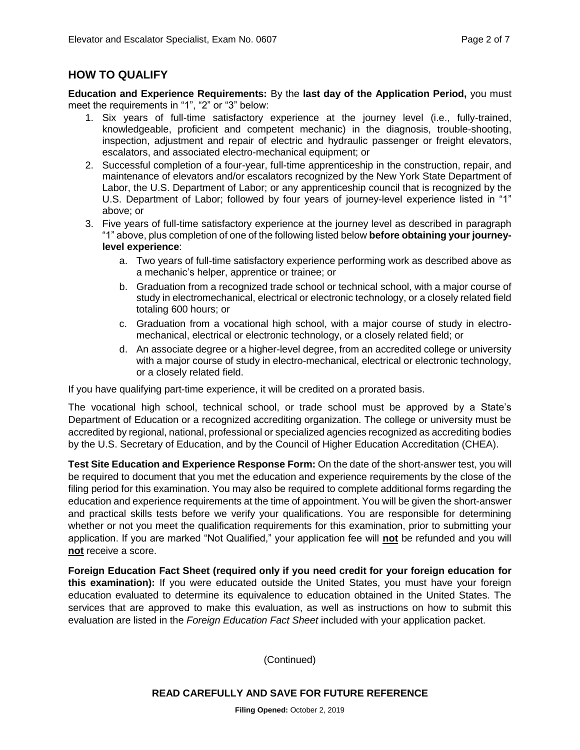## HOW TO QUALIFY

**Education and Experience Requirements:** By the **last day of the Application Period,** you must meet the requirements in "1", "2" or "3" below:

1. Six years of full-time satisfactory experience at the journey level (i.e., fully-trained, knowledgeable, proficient and competent mechanic) in the diagnosis, trouble-shooting, inspection, adjustment and repair of electric and hydraulic passenger or freight elevators, escalators, and associated electro-mechanical equipment; or
2. Successful completion of a four-year, full-time apprenticeship in the construction, repair, and maintenance of elevators and/or escalators recognized by the New York State Department of Labor, the U.S. Department of Labor; or any apprenticeship council that is recognized by the U.S. Department of Labor; followed by four years of journey-level experience listed in "1" above; or
3. Five years of full-time satisfactory experience at the journey level as described in paragraph "1" above, plus completion of one of the following listed below **before obtaining your journey-level experience**:
    a. Two years of full-time satisfactory experience performing work as described above as a mechanic's helper, apprentice or trainee; or
    b. Graduation from a recognized trade school or technical school, with a major course of study in electromechanical, electrical or electronic technology, or a closely related field totaling 600 hours; or
    c. Graduation from a vocational high school, with a major course of study in electro-mechanical, electrical or electronic technology, or a closely related field; or
    d. An associate degree or a higher-level degree, from an accredited college or university with a major course of study in electro-mechanical, electrical or electronic technology, or a closely related field.

If you have qualifying part-time experience, it will be credited on a prorated basis.

The vocational high school, technical school, or trade school must be approved by a State's Department of Education or a recognized accrediting organization. The college or university must be accredited by regional, national, professional or specialized agencies recognized as accrediting bodies by the U.S. Secretary of Education, and by the Council of Higher Education Accreditation (CHEA).

**Test Site Education and Experience Response Form:** On the date of the short-answer test, you will be required to document that you met the education and experience requirements by the close of the filing period for this examination. You may also be required to complete additional forms regarding the education and experience requirements at the time of appointment. You will be given the short-answer and practical skills tests before we verify your qualifications. You are responsible for determining whether or not you meet the qualification requirements for this examination, prior to submitting your application. If you are marked "Not Qualified," your application fee will **not** be refunded and you will **not** receive a score.

**Foreign Education Fact Sheet (required only if you need credit for your foreign education for this examination):** If you were educated outside the United States, you must have your foreign education evaluated to determine its equivalence to education obtained in the United States. The services that are approved to make this evaluation, as well as instructions on how to submit this evaluation are listed in the *Foreign Education Fact Sheet* included with your application packet.

(Continued)

**READ CAREFULLY AND SAVE FOR FUTURE REFERENCE**

**Filing Opened:** October 2, 2019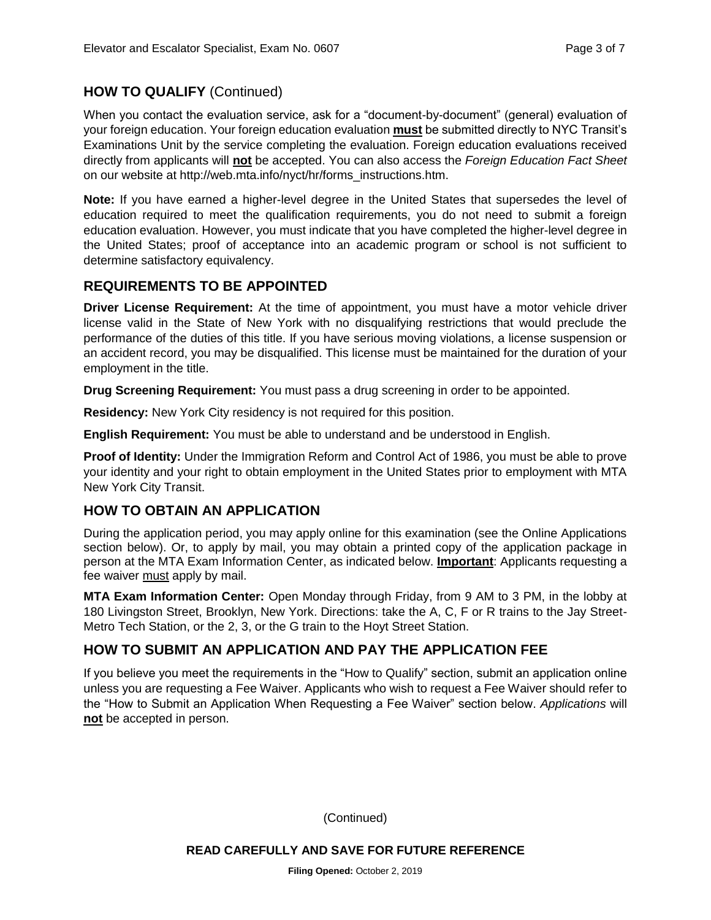## HOW TO QUALIFY (Continued)

When you contact the evaluation service, ask for a "document-by-document" (general) evaluation of your foreign education. Your foreign education evaluation **must** be submitted directly to NYC Transit's Examinations Unit by the service completing the evaluation. Foreign education evaluations received directly from applicants will **not** be accepted. You can also access the *Foreign Education Fact Sheet* on our website at http://web.mta.info/nyct/hr/forms_instructions.htm.

**Note:** If you have earned a higher-level degree in the United States that supersedes the level of education required to meet the qualification requirements, you do not need to submit a foreign education evaluation. However, you must indicate that you have completed the higher-level degree in the United States; proof of acceptance into an academic program or school is not sufficient to determine satisfactory equivalency.

## REQUIREMENTS TO BE APPOINTED

**Driver License Requirement:** At the time of appointment, you must have a motor vehicle driver license valid in the State of New York with no disqualifying restrictions that would preclude the performance of the duties of this title. If you have serious moving violations, a license suspension or an accident record, you may be disqualified. This license must be maintained for the duration of your employment in the title.

**Drug Screening Requirement:** You must pass a drug screening in order to be appointed.

**Residency:** New York City residency is not required for this position.

**English Requirement:** You must be able to understand and be understood in English.

**Proof of Identity:** Under the Immigration Reform and Control Act of 1986, you must be able to prove your identity and your right to obtain employment in the United States prior to employment with MTA New York City Transit.

## HOW TO OBTAIN AN APPLICATION

During the application period, you may apply online for this examination (see the Online Applications section below). Or, to apply by mail, you may obtain a printed copy of the application package in person at the MTA Exam Information Center, as indicated below. **Important**: Applicants requesting a fee waiver must apply by mail.

**MTA Exam Information Center:** Open Monday through Friday, from 9 AM to 3 PM, in the lobby at 180 Livingston Street, Brooklyn, New York. Directions: take the A, C, F or R trains to the Jay Street-Metro Tech Station, or the 2, 3, or the G train to the Hoyt Street Station.

## HOW TO SUBMIT AN APPLICATION AND PAY THE APPLICATION FEE

If you believe you meet the requirements in the "How to Qualify" section, submit an application online unless you are requesting a Fee Waiver. Applicants who wish to request a Fee Waiver should refer to the "How to Submit an Application When Requesting a Fee Waiver" section below. *Applications* will **not** be accepted in person.

(Continued)

**READ CAREFULLY AND SAVE FOR FUTURE REFERENCE**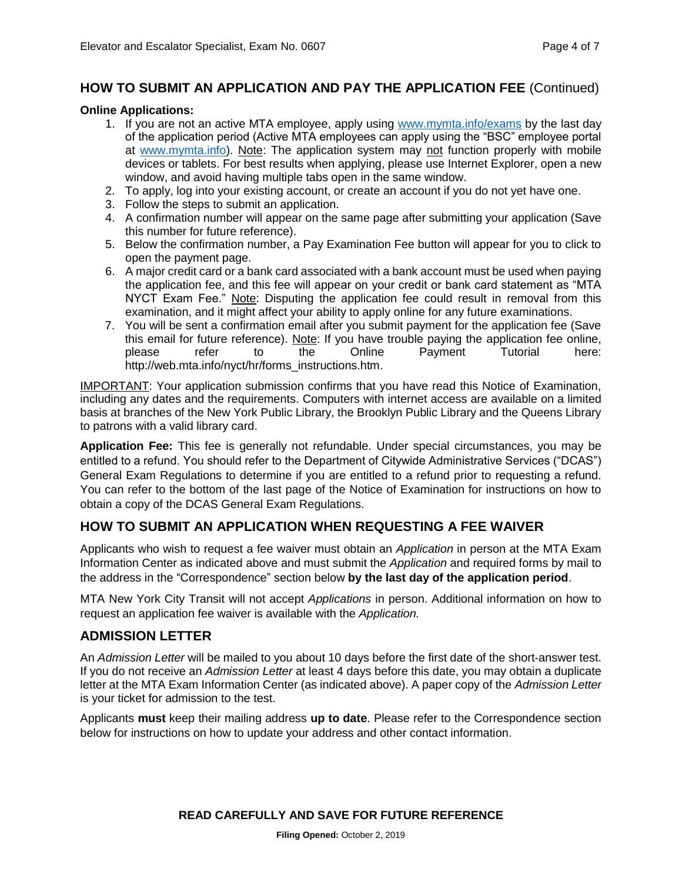## HOW TO SUBMIT AN APPLICATION AND PAY THE APPLICATION FEE (Continued)

**Online Applications:**

1. If you are not an active MTA employee, apply using www.mymta.info/exams by the last day of the application period (Active MTA employees can apply using the "BSC" employee portal at www.mymta.info). Note: The application system may not function properly with mobile devices or tablets. For best results when applying, please use Internet Explorer, open a new window, and avoid having multiple tabs open in the same window.
2. To apply, log into your existing account, or create an account if you do not yet have one.
3. Follow the steps to submit an application.
4. A confirmation number will appear on the same page after submitting your application (Save this number for future reference).
5. Below the confirmation number, a Pay Examination Fee button will appear for you to click to open the payment page.
6. A major credit card or a bank card associated with a bank account must be used when paying the application fee, and this fee will appear on your credit or bank card statement as "MTA NYCT Exam Fee." Note: Disputing the application fee could result in removal from this examination, and it might affect your ability to apply online for any future examinations.
7. You will be sent a confirmation email after you submit payment for the application fee (Save this email for future reference). Note: If you have trouble paying the application fee online, please refer to the Online Payment Tutorial here: http://web.mta.info/nyct/hr/forms_instructions.htm.

IMPORTANT: Your application submission confirms that you have read this Notice of Examination, including any dates and the requirements. Computers with internet access are available on a limited basis at branches of the New York Public Library, the Brooklyn Public Library and the Queens Library to patrons with a valid library card.

**Application Fee:** This fee is generally not refundable. Under special circumstances, you may be entitled to a refund. You should refer to the Department of Citywide Administrative Services ("DCAS") General Exam Regulations to determine if you are entitled to a refund prior to requesting a refund. You can refer to the bottom of the last page of the Notice of Examination for instructions on how to obtain a copy of the DCAS General Exam Regulations.

## HOW TO SUBMIT AN APPLICATION WHEN REQUESTING A FEE WAIVER

Applicants who wish to request a fee waiver must obtain an *Application* in person at the MTA Exam Information Center as indicated above and must submit the *Application* and required forms by mail to the address in the "Correspondence" section below **by the last day of the application period**.

MTA New York City Transit will not accept *Applications* in person. Additional information on how to request an application fee waiver is available with the *Application.*

## ADMISSION LETTER

An *Admission Letter* will be mailed to you about 10 days before the first date of the short-answer test. If you do not receive an *Admission Letter* at least 4 days before this date, you may obtain a duplicate letter at the MTA Exam Information Center (as indicated above). A paper copy of the *Admission Letter* is your ticket for admission to the test.

Applicants **must** keep their mailing address **up to date**. Please refer to the Correspondence section below for instructions on how to update your address and other contact information.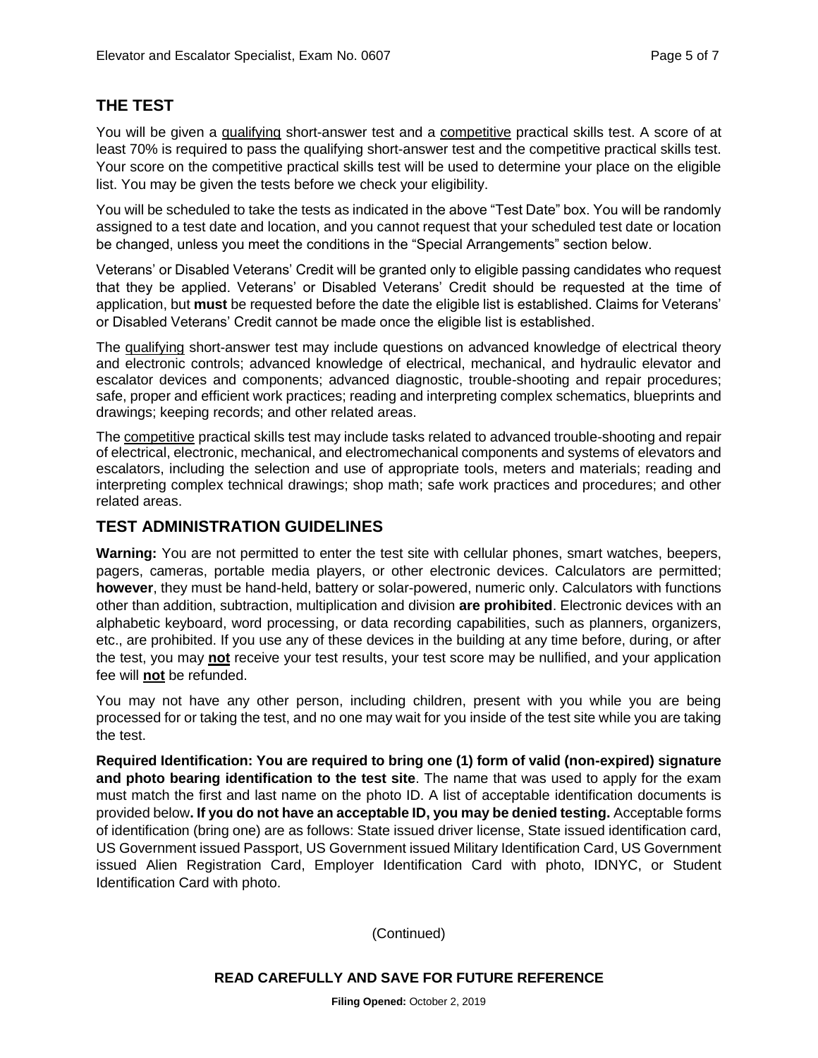## THE TEST

You will be given a qualifying short-answer test and a competitive practical skills test. A score of at least 70% is required to pass the qualifying short-answer test and the competitive practical skills test. Your score on the competitive practical skills test will be used to determine your place on the eligible list. You may be given the tests before we check your eligibility.

You will be scheduled to take the tests as indicated in the above "Test Date" box. You will be randomly assigned to a test date and location, and you cannot request that your scheduled test date or location be changed, unless you meet the conditions in the "Special Arrangements" section below.

Veterans' or Disabled Veterans' Credit will be granted only to eligible passing candidates who request that they be applied. Veterans' or Disabled Veterans' Credit should be requested at the time of application, but **must** be requested before the date the eligible list is established. Claims for Veterans' or Disabled Veterans' Credit cannot be made once the eligible list is established.

The qualifying short-answer test may include questions on advanced knowledge of electrical theory and electronic controls; advanced knowledge of electrical, mechanical, and hydraulic elevator and escalator devices and components; advanced diagnostic, trouble-shooting and repair procedures; safe, proper and efficient work practices; reading and interpreting complex schematics, blueprints and drawings; keeping records; and other related areas.

The competitive practical skills test may include tasks related to advanced trouble-shooting and repair of electrical, electronic, mechanical, and electromechanical components and systems of elevators and escalators, including the selection and use of appropriate tools, meters and materials; reading and interpreting complex technical drawings; shop math; safe work practices and procedures; and other related areas.

## TEST ADMINISTRATION GUIDELINES

**Warning:** You are not permitted to enter the test site with cellular phones, smart watches, beepers, pagers, cameras, portable media players, or other electronic devices. Calculators are permitted; **however**, they must be hand-held, battery or solar-powered, numeric only. Calculators with functions other than addition, subtraction, multiplication and division **are prohibited**. Electronic devices with an alphabetic keyboard, word processing, or data recording capabilities, such as planners, organizers, etc., are prohibited. If you use any of these devices in the building at any time before, during, or after the test, you may **not** receive your test results, your test score may be nullified, and your application fee will **not** be refunded.

You may not have any other person, including children, present with you while you are being processed for or taking the test, and no one may wait for you inside of the test site while you are taking the test.

**Required Identification: You are required to bring one (1) form of valid (non-expired) signature and photo bearing identification to the test site**. The name that was used to apply for the exam must match the first and last name on the photo ID. A list of acceptable identification documents is provided below**. If you do not have an acceptable ID, you may be denied testing.** Acceptable forms of identification (bring one) are as follows: State issued driver license, State issued identification card, US Government issued Passport, US Government issued Military Identification Card, US Government issued Alien Registration Card, Employer Identification Card with photo, IDNYC, or Student Identification Card with photo.

(Continued)

**READ CAREFULLY AND SAVE FOR FUTURE REFERENCE**

**Filing Opened:** October 2, 2019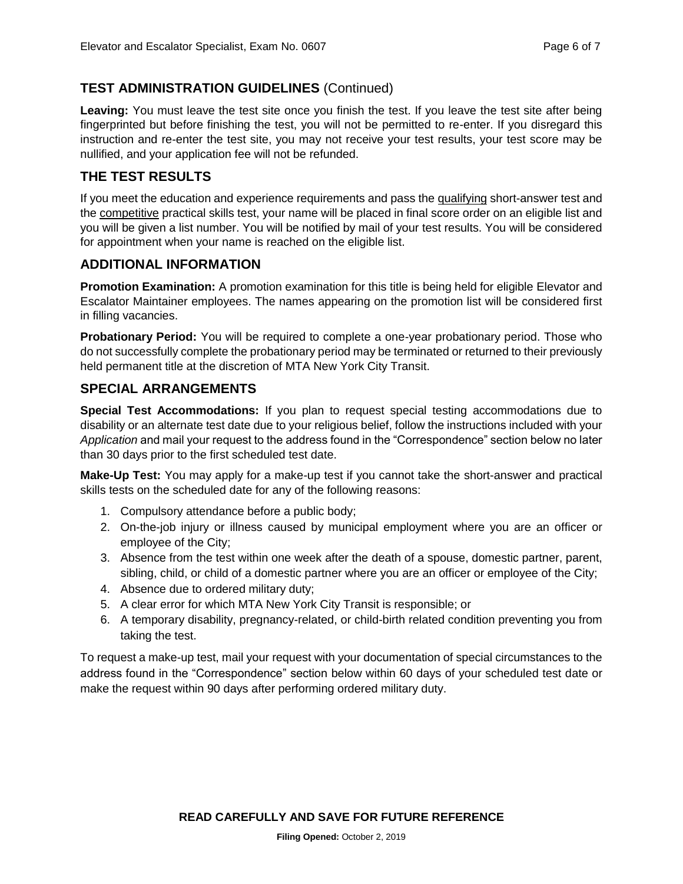## TEST ADMINISTRATION GUIDELINES (Continued)

**Leaving:** You must leave the test site once you finish the test. If you leave the test site after being fingerprinted but before finishing the test, you will not be permitted to re-enter. If you disregard this instruction and re-enter the test site, you may not receive your test results, your test score may be nullified, and your application fee will not be refunded.

## THE TEST RESULTS

If you meet the education and experience requirements and pass the qualifying short-answer test and the competitive practical skills test, your name will be placed in final score order on an eligible list and you will be given a list number. You will be notified by mail of your test results. You will be considered for appointment when your name is reached on the eligible list.

## ADDITIONAL INFORMATION

**Promotion Examination:** A promotion examination for this title is being held for eligible Elevator and Escalator Maintainer employees. The names appearing on the promotion list will be considered first in filling vacancies.

**Probationary Period:** You will be required to complete a one-year probationary period. Those who do not successfully complete the probationary period may be terminated or returned to their previously held permanent title at the discretion of MTA New York City Transit.

## SPECIAL ARRANGEMENTS

**Special Test Accommodations:** If you plan to request special testing accommodations due to disability or an alternate test date due to your religious belief, follow the instructions included with your *Application* and mail your request to the address found in the "Correspondence" section below no later than 30 days prior to the first scheduled test date.

**Make-Up Test:** You may apply for a make-up test if you cannot take the short-answer and practical skills tests on the scheduled date for any of the following reasons:

1. Compulsory attendance before a public body;
2. On-the-job injury or illness caused by municipal employment where you are an officer or employee of the City;
3. Absence from the test within one week after the death of a spouse, domestic partner, parent, sibling, child, or child of a domestic partner where you are an officer or employee of the City;
4. Absence due to ordered military duty;
5. A clear error for which MTA New York City Transit is responsible; or
6. A temporary disability, pregnancy-related, or child-birth related condition preventing you from taking the test.

To request a make-up test, mail your request with your documentation of special circumstances to the address found in the "Correspondence" section below within 60 days of your scheduled test date or make the request within 90 days after performing ordered military duty.

**READ CAREFULLY AND SAVE FOR FUTURE REFERENCE**

**Filing Opened:** October 2, 2019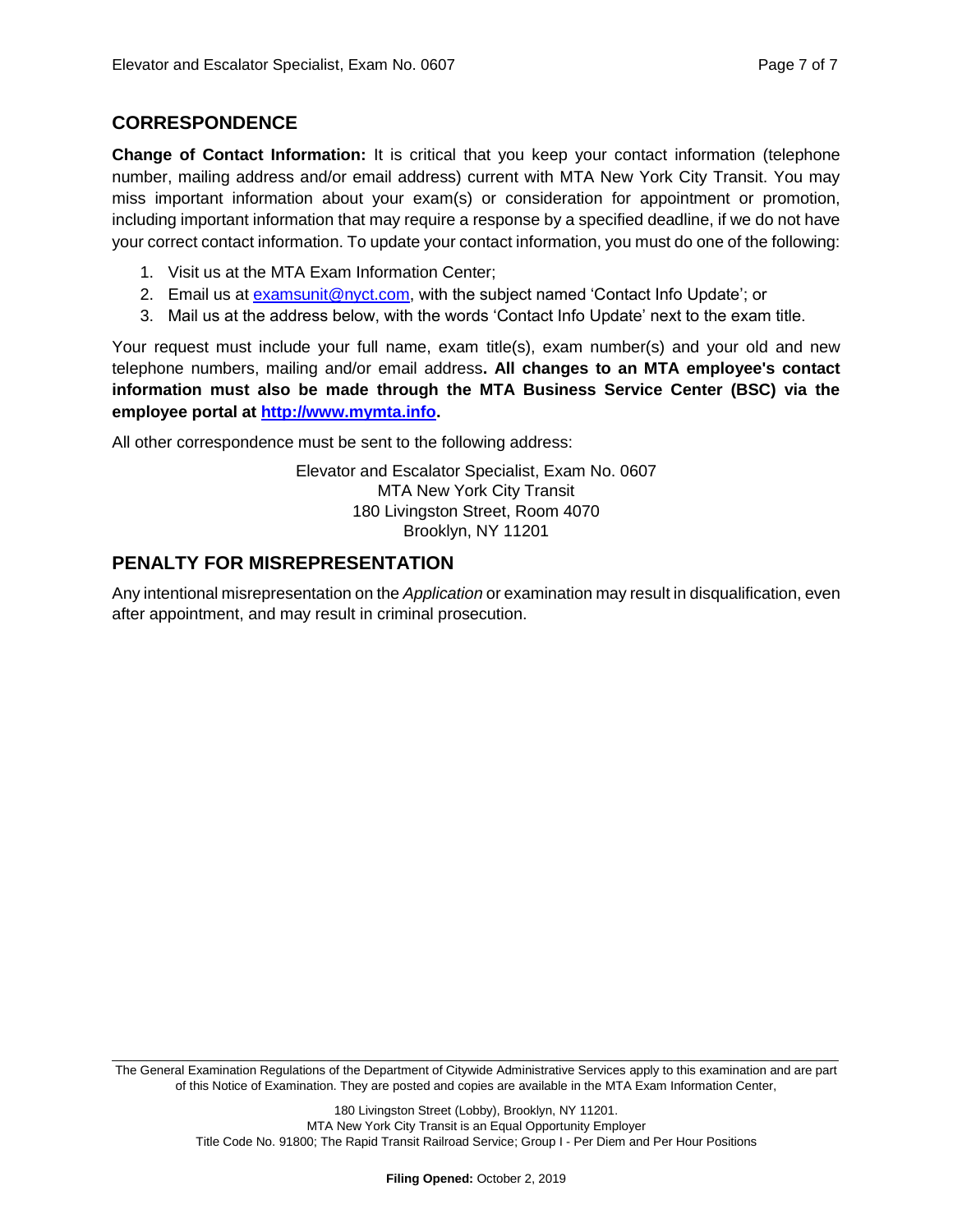## CORRESPONDENCE

**Change of Contact Information:** It is critical that you keep your contact information (telephone number, mailing address and/or email address) current with MTA New York City Transit. You may miss important information about your exam(s) or consideration for appointment or promotion, including important information that may require a response by a specified deadline, if we do not have your correct contact information. To update your contact information, you must do one of the following:

1. Visit us at the MTA Exam Information Center;
2. Email us at examsunit@nyct.com, with the subject named 'Contact Info Update'; or
3. Mail us at the address below, with the words 'Contact Info Update' next to the exam title.

Your request must include your full name, exam title(s), exam number(s) and your old and new telephone numbers, mailing and/or email address**. All changes to an MTA employee's contact information must also be made through the MTA Business Service Center (BSC) via the employee portal at http://www.mymta.info.**

All other correspondence must be sent to the following address:

Elevator and Escalator Specialist, Exam No. 0607
MTA New York City Transit
180 Livingston Street, Room 4070
Brooklyn, NY 11201

## PENALTY FOR MISREPRESENTATION

Any intentional misrepresentation on the *Application* or examination may result in disqualification, even after appointment, and may result in criminal prosecution.

The General Examination Regulations of the Department of Citywide Administrative Services apply to this examination and are part of this Notice of Examination. They are posted and copies are available in the MTA Exam Information Center,

180 Livingston Street (Lobby), Brooklyn, NY 11201.
MTA New York City Transit is an Equal Opportunity Employer
Title Code No. 91800; The Rapid Transit Railroad Service; Group I - Per Diem and Per Hour Positions

**Filing Opened:** October 2, 2019